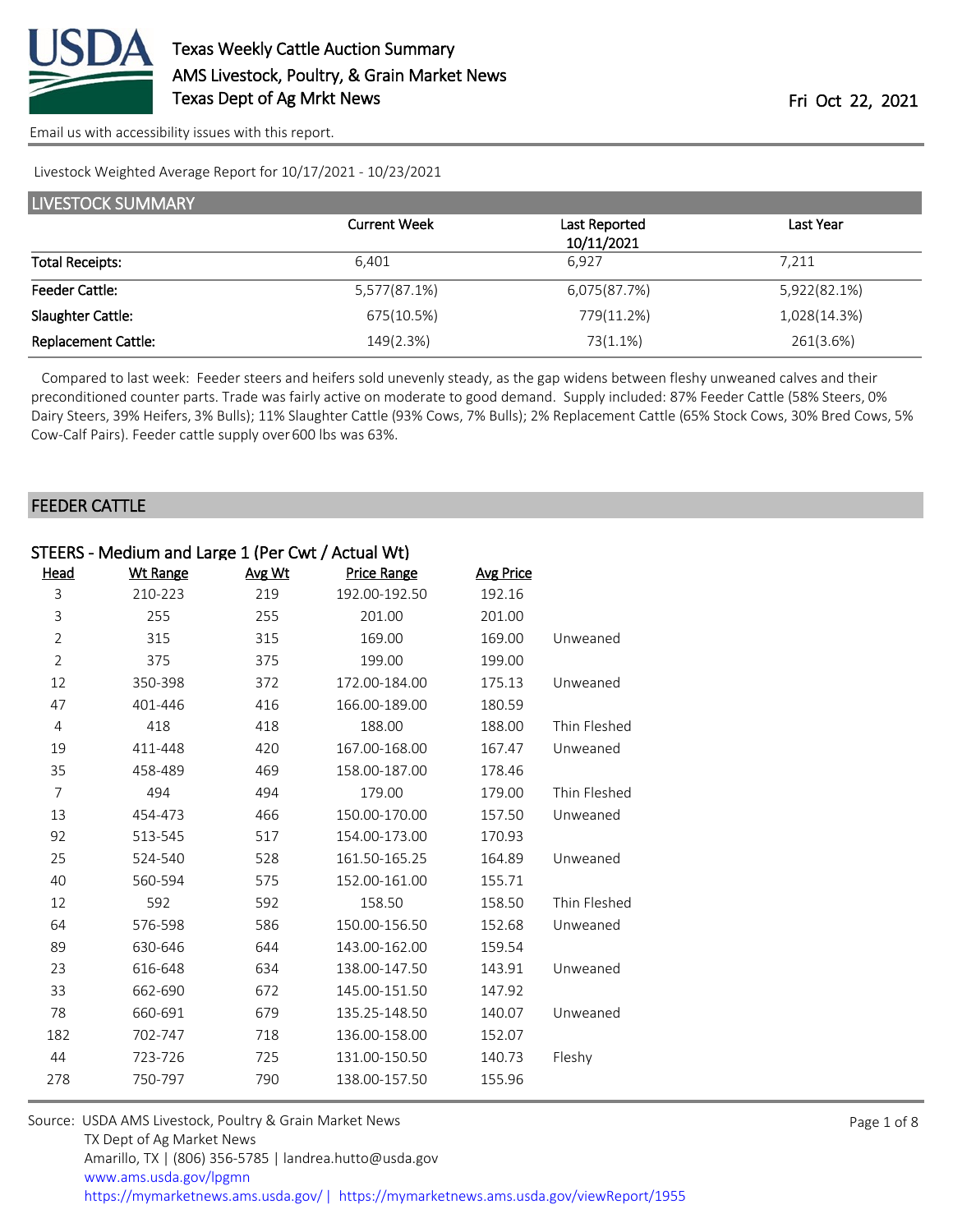# Texas Weekly Cattle Auction Summary

AMS Livestock, Poultry, & Grain Market News

Texas Dept of Ag Mrkt News

Fri Oct 22, 2021

Email us with accessibility issues with this report.

Livestock Weighted Average Report for 10/17/2021 - 10/23/2021

## LIVESTOCK SUMMARY

| | Current Week | Last Reported 10/11/2021 | Last Year |
|---|---|---|---|
| Total Receipts: | 6,401 | 6,927 | 7,211 |
| Feeder Cattle: | 5,577(87.1%) | 6,075(87.7%) | 5,922(82.1%) |
| Slaughter Cattle: | 675(10.5%) | 779(11.2%) | 1,028(14.3%) |
| Replacement Cattle: | 149(2.3%) | 73(1.1%) | 261(3.6%) |

Compared to last week: Feeder steers and heifers sold unevenly steady, as the gap widens between fleshy unweaned calves and their preconditioned counter parts. Trade was fairly active on moderate to good demand. Supply included: 87% Feeder Cattle (58% Steers, 0% Dairy Steers, 39% Heifers, 3% Bulls); 11% Slaughter Cattle (93% Cows, 7% Bulls); 2% Replacement Cattle (65% Stock Cows, 30% Bred Cows, 5% Cow-Calf Pairs). Feeder cattle supply over 600 lbs was 63%.

## FEEDER CATTLE

### STEERS - Medium and Large 1 (Per Cwt / Actual Wt)

| Head | Wt Range | Avg Wt | Price Range | Avg Price | |
|---|---|---|---|---|---|
| 3 | 210-223 | 219 | 192.00-192.50 | 192.16 | |
| 3 | 255 | 255 | 201.00 | 201.00 | |
| 2 | 315 | 315 | 169.00 | 169.00 | Unweaned |
| 2 | 375 | 375 | 199.00 | 199.00 | |
| 12 | 350-398 | 372 | 172.00-184.00 | 175.13 | Unweaned |
| 47 | 401-446 | 416 | 166.00-189.00 | 180.59 | |
| 4 | 418 | 418 | 188.00 | 188.00 | Thin Fleshed |
| 19 | 411-448 | 420 | 167.00-168.00 | 167.47 | Unweaned |
| 35 | 458-489 | 469 | 158.00-187.00 | 178.46 | |
| 7 | 494 | 494 | 179.00 | 179.00 | Thin Fleshed |
| 13 | 454-473 | 466 | 150.00-170.00 | 157.50 | Unweaned |
| 92 | 513-545 | 517 | 154.00-173.00 | 170.93 | |
| 25 | 524-540 | 528 | 161.50-165.25 | 164.89 | Unweaned |
| 40 | 560-594 | 575 | 152.00-161.00 | 155.71 | |
| 12 | 592 | 592 | 158.50 | 158.50 | Thin Fleshed |
| 64 | 576-598 | 586 | 150.00-156.50 | 152.68 | Unweaned |
| 89 | 630-646 | 644 | 143.00-162.00 | 159.54 | |
| 23 | 616-648 | 634 | 138.00-147.50 | 143.91 | Unweaned |
| 33 | 662-690 | 672 | 145.00-151.50 | 147.92 | |
| 78 | 660-691 | 679 | 135.25-148.50 | 140.07 | Unweaned |
| 182 | 702-747 | 718 | 136.00-158.00 | 152.07 | |
| 44 | 723-726 | 725 | 131.00-150.50 | 140.73 | Fleshy |
| 278 | 750-797 | 790 | 138.00-157.50 | 155.96 | |

Source: USDA AMS Livestock, Poultry & Grain Market News
TX Dept of Ag Market News
Amarillo, TX | (806) 356-5785 | landrea.hutto@usda.gov
www.ams.usda.gov/lpgmn
https://mymarketnews.ams.usda.gov/ | https://mymarketnews.ams.usda.gov/viewReport/1955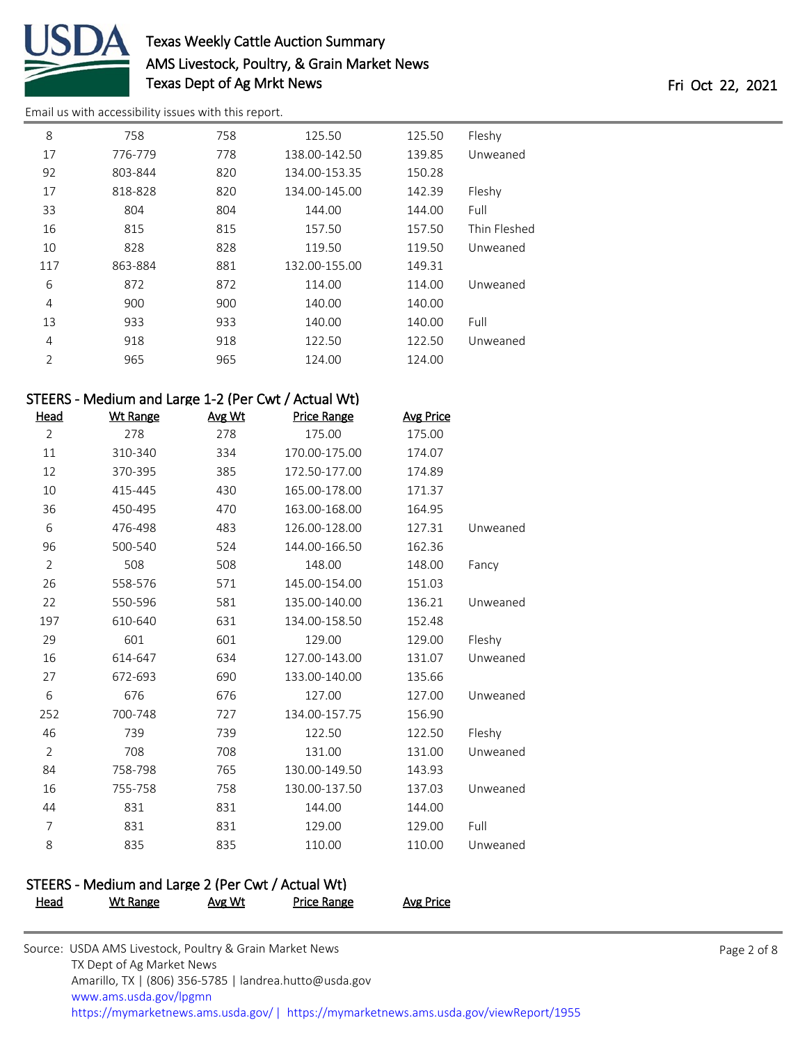| Head | Wt Range | Avg Wt | Price Range | Avg Price | |
|---|---|---|---|---|---|
| 8 | 758 | 758 | 125.50 | 125.50 | Fleshy |
| 17 | 776-779 | 778 | 138.00-142.50 | 139.85 | Unweaned |
| 92 | 803-844 | 820 | 134.00-153.35 | 150.28 | |
| 17 | 818-828 | 820 | 134.00-145.00 | 142.39 | Fleshy |
| 33 | 804 | 804 | 144.00 | 144.00 | Full |
| 16 | 815 | 815 | 157.50 | 157.50 | Thin Fleshed |
| 10 | 828 | 828 | 119.50 | 119.50 | Unweaned |
| 117 | 863-884 | 881 | 132.00-155.00 | 149.31 | |
| 6 | 872 | 872 | 114.00 | 114.00 | Unweaned |
| 4 | 900 | 900 | 140.00 | 140.00 | |
| 13 | 933 | 933 | 140.00 | 140.00 | Full |
| 4 | 918 | 918 | 122.50 | 122.50 | Unweaned |
| 2 | 965 | 965 | 124.00 | 124.00 | |

### STEERS - Medium and Large 1-2 (Per Cwt / Actual Wt)

| Head | Wt Range | Avg Wt | Price Range | Avg Price | |
|---|---|---|---|---|---|
| 2 | 278 | 278 | 175.00 | 175.00 | |
| 11 | 310-340 | 334 | 170.00-175.00 | 174.07 | |
| 12 | 370-395 | 385 | 172.50-177.00 | 174.89 | |
| 10 | 415-445 | 430 | 165.00-178.00 | 171.37 | |
| 36 | 450-495 | 470 | 163.00-168.00 | 164.95 | |
| 6 | 476-498 | 483 | 126.00-128.00 | 127.31 | Unweaned |
| 96 | 500-540 | 524 | 144.00-166.50 | 162.36 | |
| 2 | 508 | 508 | 148.00 | 148.00 | Fancy |
| 26 | 558-576 | 571 | 145.00-154.00 | 151.03 | |
| 22 | 550-596 | 581 | 135.00-140.00 | 136.21 | Unweaned |
| 197 | 610-640 | 631 | 134.00-158.50 | 152.48 | |
| 29 | 601 | 601 | 129.00 | 129.00 | Fleshy |
| 16 | 614-647 | 634 | 127.00-143.00 | 131.07 | Unweaned |
| 27 | 672-693 | 690 | 133.00-140.00 | 135.66 | |
| 6 | 676 | 676 | 127.00 | 127.00 | Unweaned |
| 252 | 700-748 | 727 | 134.00-157.75 | 156.90 | |
| 46 | 739 | 739 | 122.50 | 122.50 | Fleshy |
| 2 | 708 | 708 | 131.00 | 131.00 | Unweaned |
| 84 | 758-798 | 765 | 130.00-149.50 | 143.93 | |
| 16 | 755-758 | 758 | 130.00-137.50 | 137.03 | Unweaned |
| 44 | 831 | 831 | 144.00 | 144.00 | |
| 7 | 831 | 831 | 129.00 | 129.00 | Full |
| 8 | 835 | 835 | 110.00 | 110.00 | Unweaned |

### STEERS - Medium and Large 2 (Per Cwt / Actual Wt)

| Head | Wt Range | Avg Wt | Price Range | Avg Price |
|---|---|---|---|---|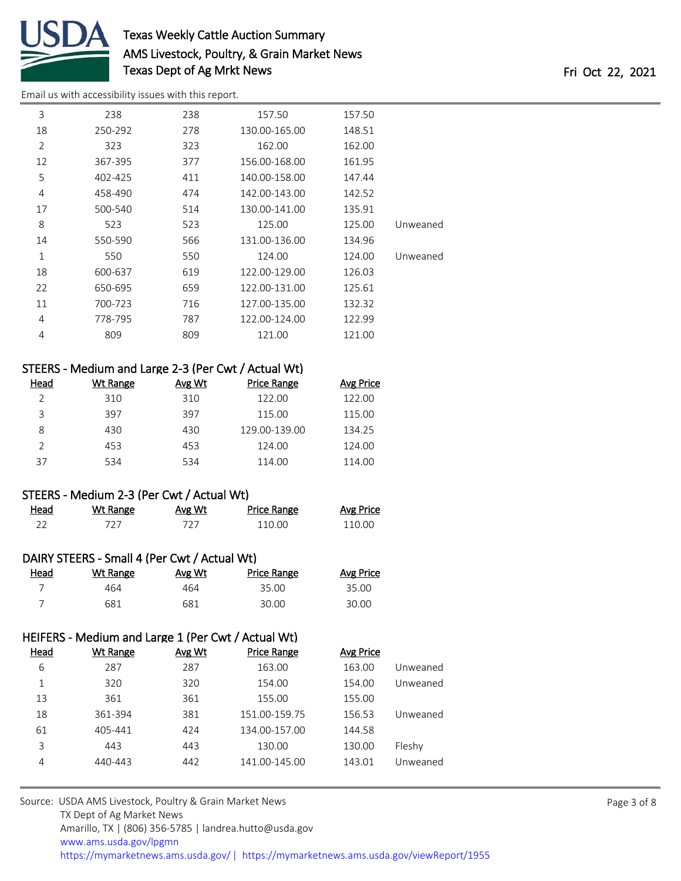| Head | Wt Range | Avg Wt | Price Range | Avg Price | |
|---|---|---|---|---|---|
| 3 | 238 | 238 | 157.50 | 157.50 | |
| 18 | 250-292 | 278 | 130.00-165.00 | 148.51 | |
| 2 | 323 | 323 | 162.00 | 162.00 | |
| 12 | 367-395 | 377 | 156.00-168.00 | 161.95 | |
| 5 | 402-425 | 411 | 140.00-158.00 | 147.44 | |
| 4 | 458-490 | 474 | 142.00-143.00 | 142.52 | |
| 17 | 500-540 | 514 | 130.00-141.00 | 135.91 | |
| 8 | 523 | 523 | 125.00 | 125.00 | Unweaned |
| 14 | 550-590 | 566 | 131.00-136.00 | 134.96 | |
| 1 | 550 | 550 | 124.00 | 124.00 | Unweaned |
| 18 | 600-637 | 619 | 122.00-129.00 | 126.03 | |
| 22 | 650-695 | 659 | 122.00-131.00 | 125.61 | |
| 11 | 700-723 | 716 | 127.00-135.00 | 132.32 | |
| 4 | 778-795 | 787 | 122.00-124.00 | 122.99 | |
| 4 | 809 | 809 | 121.00 | 121.00 | |

## STEERS - Medium and Large 2-3 (Per Cwt / Actual Wt)

| Head | Wt Range | Avg Wt | Price Range | Avg Price |
|---|---|---|---|---|
| 2 | 310 | 310 | 122.00 | 122.00 |
| 3 | 397 | 397 | 115.00 | 115.00 |
| 8 | 430 | 430 | 129.00-139.00 | 134.25 |
| 2 | 453 | 453 | 124.00 | 124.00 |
| 37 | 534 | 534 | 114.00 | 114.00 |

## STEERS - Medium 2-3 (Per Cwt / Actual Wt)

| Head | Wt Range | Avg Wt | Price Range | Avg Price |
|---|---|---|---|---|
| 22 | 727 | 727 | 110.00 | 110.00 |

## DAIRY STEERS - Small 4 (Per Cwt / Actual Wt)

| Head | Wt Range | Avg Wt | Price Range | Avg Price |
|---|---|---|---|---|
| 7 | 464 | 464 | 35.00 | 35.00 |
| 7 | 681 | 681 | 30.00 | 30.00 |

## HEIFERS - Medium and Large 1 (Per Cwt / Actual Wt)

| Head | Wt Range | Avg Wt | Price Range | Avg Price | |
|---|---|---|---|---|---|
| 6 | 287 | 287 | 163.00 | 163.00 | Unweaned |
| 1 | 320 | 320 | 154.00 | 154.00 | Unweaned |
| 13 | 361 | 361 | 155.00 | 155.00 | |
| 18 | 361-394 | 381 | 151.00-159.75 | 156.53 | Unweaned |
| 61 | 405-441 | 424 | 134.00-157.00 | 144.58 | |
| 3 | 443 | 443 | 130.00 | 130.00 | Fleshy |
| 4 | 440-443 | 442 | 141.00-145.00 | 143.01 | Unweaned |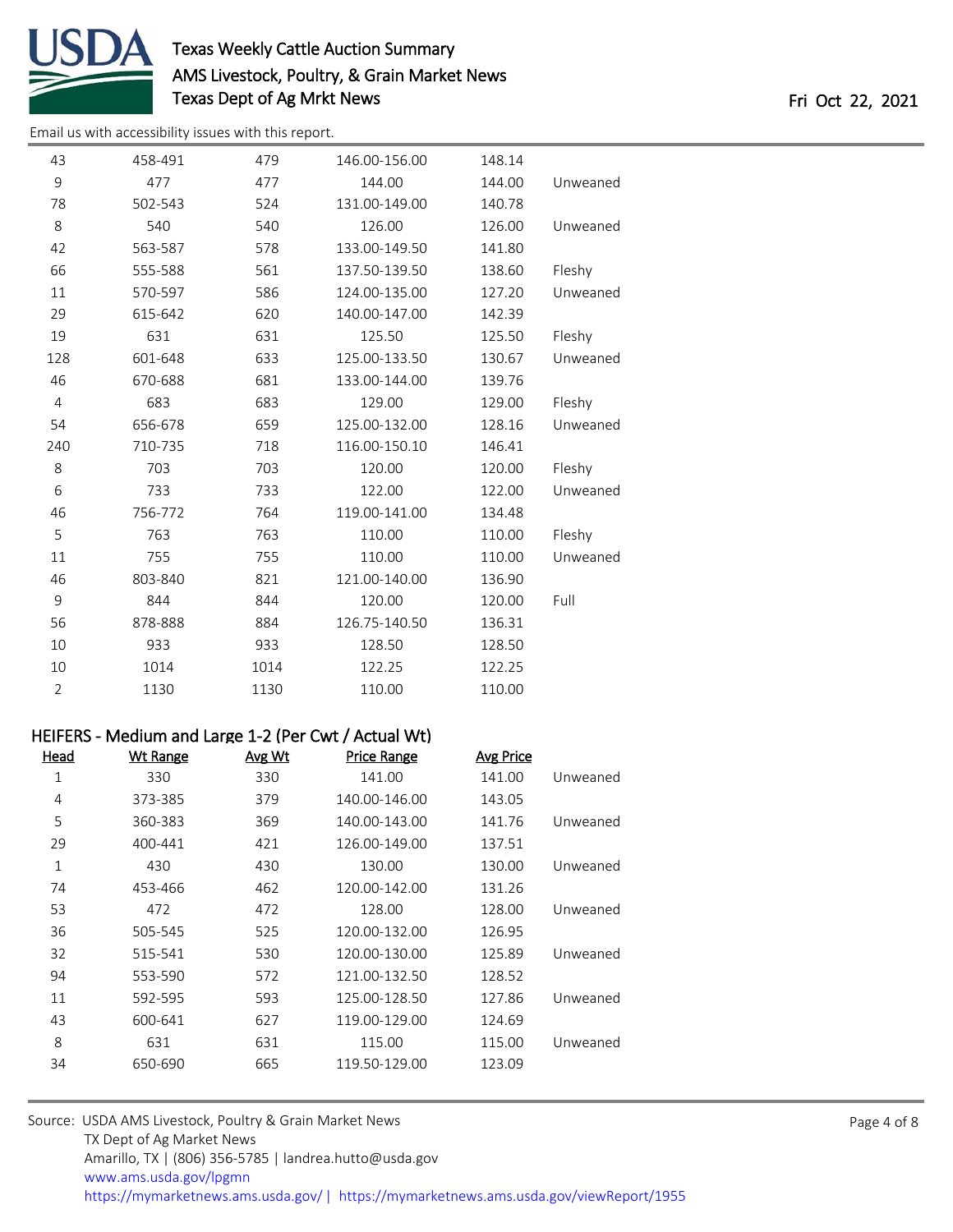| Head | Wt Range | Avg Wt | Price Range | Avg Price | |
|---|---|---|---|---|---|
| 43 | 458-491 | 479 | 146.00-156.00 | 148.14 | |
| 9 | 477 | 477 | 144.00 | 144.00 | Unweaned |
| 78 | 502-543 | 524 | 131.00-149.00 | 140.78 | |
| 8 | 540 | 540 | 126.00 | 126.00 | Unweaned |
| 42 | 563-587 | 578 | 133.00-149.50 | 141.80 | |
| 66 | 555-588 | 561 | 137.50-139.50 | 138.60 | Fleshy |
| 11 | 570-597 | 586 | 124.00-135.00 | 127.20 | Unweaned |
| 29 | 615-642 | 620 | 140.00-147.00 | 142.39 | |
| 19 | 631 | 631 | 125.50 | 125.50 | Fleshy |
| 128 | 601-648 | 633 | 125.00-133.50 | 130.67 | Unweaned |
| 46 | 670-688 | 681 | 133.00-144.00 | 139.76 | |
| 4 | 683 | 683 | 129.00 | 129.00 | Fleshy |
| 54 | 656-678 | 659 | 125.00-132.00 | 128.16 | Unweaned |
| 240 | 710-735 | 718 | 116.00-150.10 | 146.41 | |
| 8 | 703 | 703 | 120.00 | 120.00 | Fleshy |
| 6 | 733 | 733 | 122.00 | 122.00 | Unweaned |
| 46 | 756-772 | 764 | 119.00-141.00 | 134.48 | |
| 5 | 763 | 763 | 110.00 | 110.00 | Fleshy |
| 11 | 755 | 755 | 110.00 | 110.00 | Unweaned |
| 46 | 803-840 | 821 | 121.00-140.00 | 136.90 | |
| 9 | 844 | 844 | 120.00 | 120.00 | Full |
| 56 | 878-888 | 884 | 126.75-140.50 | 136.31 | |
| 10 | 933 | 933 | 128.50 | 128.50 | |
| 10 | 1014 | 1014 | 122.25 | 122.25 | |
| 2 | 1130 | 1130 | 110.00 | 110.00 | |

## HEIFERS - Medium and Large 1-2 (Per Cwt / Actual Wt)

| Head | Wt Range | Avg Wt | Price Range | Avg Price | |
|---|---|---|---|---|---|
| 1 | 330 | 330 | 141.00 | 141.00 | Unweaned |
| 4 | 373-385 | 379 | 140.00-146.00 | 143.05 | |
| 5 | 360-383 | 369 | 140.00-143.00 | 141.76 | Unweaned |
| 29 | 400-441 | 421 | 126.00-149.00 | 137.51 | |
| 1 | 430 | 430 | 130.00 | 130.00 | Unweaned |
| 74 | 453-466 | 462 | 120.00-142.00 | 131.26 | |
| 53 | 472 | 472 | 128.00 | 128.00 | Unweaned |
| 36 | 505-545 | 525 | 120.00-132.00 | 126.95 | |
| 32 | 515-541 | 530 | 120.00-130.00 | 125.89 | Unweaned |
| 94 | 553-590 | 572 | 121.00-132.50 | 128.52 | |
| 11 | 592-595 | 593 | 125.00-128.50 | 127.86 | Unweaned |
| 43 | 600-641 | 627 | 119.00-129.00 | 124.69 | |
| 8 | 631 | 631 | 115.00 | 115.00 | Unweaned |
| 34 | 650-690 | 665 | 119.50-129.00 | 123.09 | |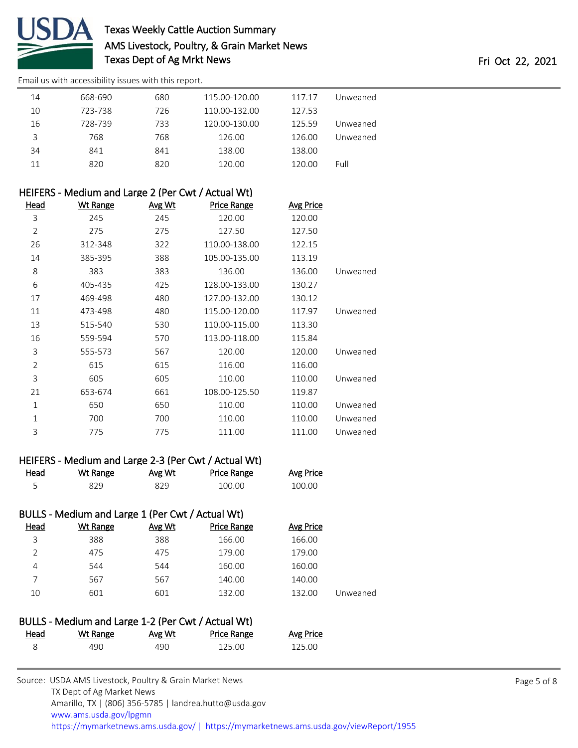Email us with accessibility issues with this report.

| Head | Wt Range | Avg Wt | Price Range | Avg Price | |
|---|---|---|---|---|---|
| 14 | 668-690 | 680 | 115.00-120.00 | 117.17 | Unweaned |
| 10 | 723-738 | 726 | 110.00-132.00 | 127.53 | |
| 16 | 728-739 | 733 | 120.00-130.00 | 125.59 | Unweaned |
| 3 | 768 | 768 | 126.00 | 126.00 | Unweaned |
| 34 | 841 | 841 | 138.00 | 138.00 | |
| 11 | 820 | 820 | 120.00 | 120.00 | Full |

### HEIFERS - Medium and Large 2 (Per Cwt / Actual Wt)

| Head | Wt Range | Avg Wt | Price Range | Avg Price | |
|---|---|---|---|---|---|
| 3 | 245 | 245 | 120.00 | 120.00 | |
| 2 | 275 | 275 | 127.50 | 127.50 | |
| 26 | 312-348 | 322 | 110.00-138.00 | 122.15 | |
| 14 | 385-395 | 388 | 105.00-135.00 | 113.19 | |
| 8 | 383 | 383 | 136.00 | 136.00 | Unweaned |
| 6 | 405-435 | 425 | 128.00-133.00 | 130.27 | |
| 17 | 469-498 | 480 | 127.00-132.00 | 130.12 | |
| 11 | 473-498 | 480 | 115.00-120.00 | 117.97 | Unweaned |
| 13 | 515-540 | 530 | 110.00-115.00 | 113.30 | |
| 16 | 559-594 | 570 | 113.00-118.00 | 115.84 | |
| 3 | 555-573 | 567 | 120.00 | 120.00 | Unweaned |
| 2 | 615 | 615 | 116.00 | 116.00 | |
| 3 | 605 | 605 | 110.00 | 110.00 | Unweaned |
| 21 | 653-674 | 661 | 108.00-125.50 | 119.87 | |
| 1 | 650 | 650 | 110.00 | 110.00 | Unweaned |
| 1 | 700 | 700 | 110.00 | 110.00 | Unweaned |
| 3 | 775 | 775 | 111.00 | 111.00 | Unweaned |

### HEIFERS - Medium and Large 2-3 (Per Cwt / Actual Wt)

| Head | Wt Range | Avg Wt | Price Range | Avg Price |
|---|---|---|---|---|
| 5 | 829 | 829 | 100.00 | 100.00 |

### BULLS - Medium and Large 1 (Per Cwt / Actual Wt)

| Head | Wt Range | Avg Wt | Price Range | Avg Price | |
|---|---|---|---|---|---|
| 3 | 388 | 388 | 166.00 | 166.00 | |
| 2 | 475 | 475 | 179.00 | 179.00 | |
| 4 | 544 | 544 | 160.00 | 160.00 | |
| 7 | 567 | 567 | 140.00 | 140.00 | |
| 10 | 601 | 601 | 132.00 | 132.00 | Unweaned |

### BULLS - Medium and Large 1-2 (Per Cwt / Actual Wt)

| Head | Wt Range | Avg Wt | Price Range | Avg Price |
|---|---|---|---|---|
| 8 | 490 | 490 | 125.00 | 125.00 |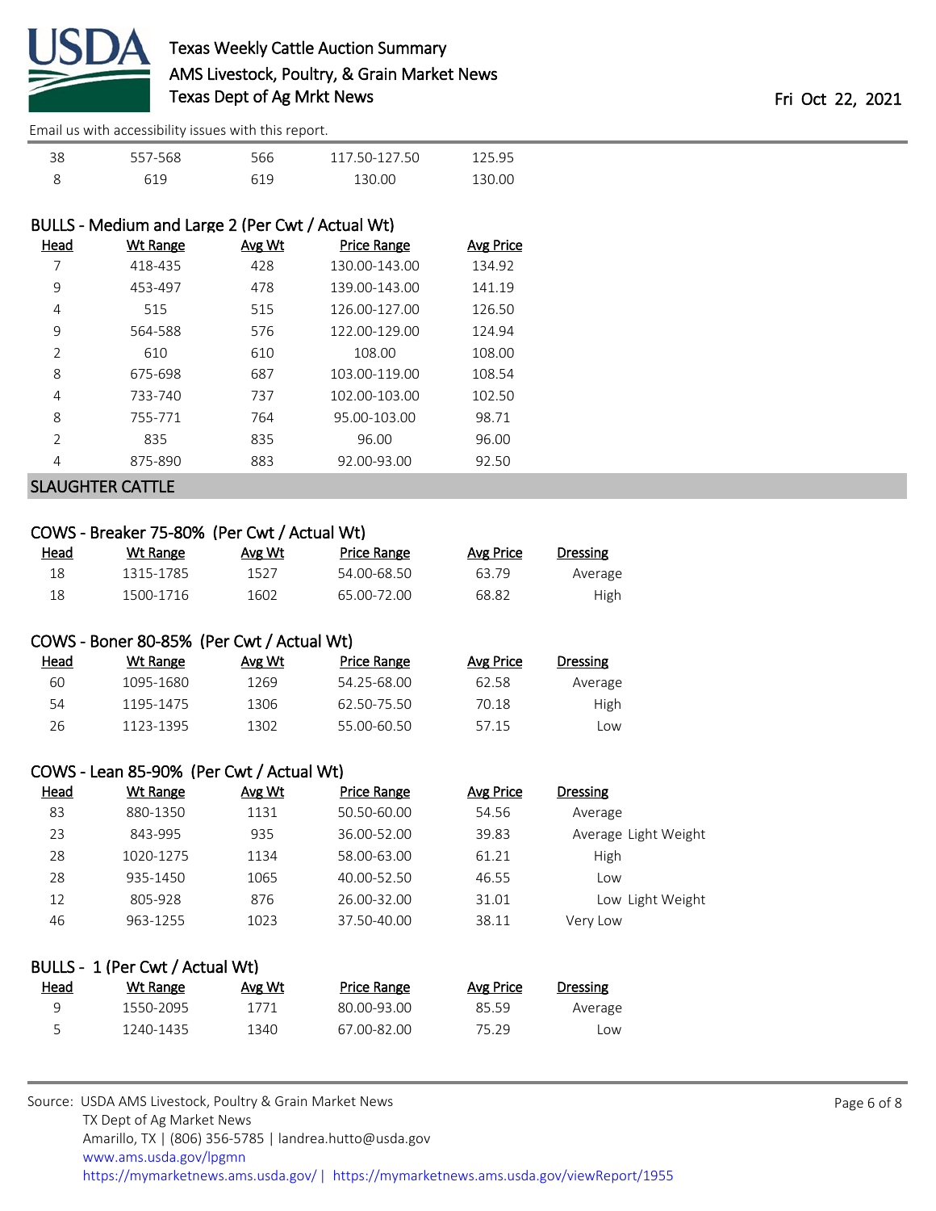| Head | Wt Range | Avg Wt | Price Range | Avg Price |
|---|---|---|---|---|
| 38 | 557-568 | 566 | 117.50-127.50 | 125.95 |
| 8 | 619 | 619 | 130.00 | 130.00 |

### BULLS - Medium and Large 2 (Per Cwt / Actual Wt)

| Head | Wt Range | Avg Wt | Price Range | Avg Price |
|---|---|---|---|---|
| 7 | 418-435 | 428 | 130.00-143.00 | 134.92 |
| 9 | 453-497 | 478 | 139.00-143.00 | 141.19 |
| 4 | 515 | 515 | 126.00-127.00 | 126.50 |
| 9 | 564-588 | 576 | 122.00-129.00 | 124.94 |
| 2 | 610 | 610 | 108.00 | 108.00 |
| 8 | 675-698 | 687 | 103.00-119.00 | 108.54 |
| 4 | 733-740 | 737 | 102.00-103.00 | 102.50 |
| 8 | 755-771 | 764 | 95.00-103.00 | 98.71 |
| 2 | 835 | 835 | 96.00 | 96.00 |
| 4 | 875-890 | 883 | 92.00-93.00 | 92.50 |

## SLAUGHTER CATTLE

### COWS - Breaker 75-80% (Per Cwt / Actual Wt)

| Head | Wt Range | Avg Wt | Price Range | Avg Price | Dressing |
|---|---|---|---|---|---|
| 18 | 1315-1785 | 1527 | 54.00-68.50 | 63.79 | Average |
| 18 | 1500-1716 | 1602 | 65.00-72.00 | 68.82 | High |

### COWS - Boner 80-85% (Per Cwt / Actual Wt)

| Head | Wt Range | Avg Wt | Price Range | Avg Price | Dressing |
|---|---|---|---|---|---|
| 60 | 1095-1680 | 1269 | 54.25-68.00 | 62.58 | Average |
| 54 | 1195-1475 | 1306 | 62.50-75.50 | 70.18 | High |
| 26 | 1123-1395 | 1302 | 55.00-60.50 | 57.15 | Low |

### COWS - Lean 85-90% (Per Cwt / Actual Wt)

| Head | Wt Range | Avg Wt | Price Range | Avg Price | Dressing |
|---|---|---|---|---|---|
| 83 | 880-1350 | 1131 | 50.50-60.00 | 54.56 | Average |
| 23 | 843-995 | 935 | 36.00-52.00 | 39.83 | Average Light Weight |
| 28 | 1020-1275 | 1134 | 58.00-63.00 | 61.21 | High |
| 28 | 935-1450 | 1065 | 40.00-52.50 | 46.55 | Low |
| 12 | 805-928 | 876 | 26.00-32.00 | 31.01 | Low Light Weight |
| 46 | 963-1255 | 1023 | 37.50-40.00 | 38.11 | Very Low |

### BULLS - 1 (Per Cwt / Actual Wt)

| Head | Wt Range | Avg Wt | Price Range | Avg Price | Dressing |
|---|---|---|---|---|---|
| 9 | 1550-2095 | 1771 | 80.00-93.00 | 85.59 | Average |
| 5 | 1240-1435 | 1340 | 67.00-82.00 | 75.29 | Low |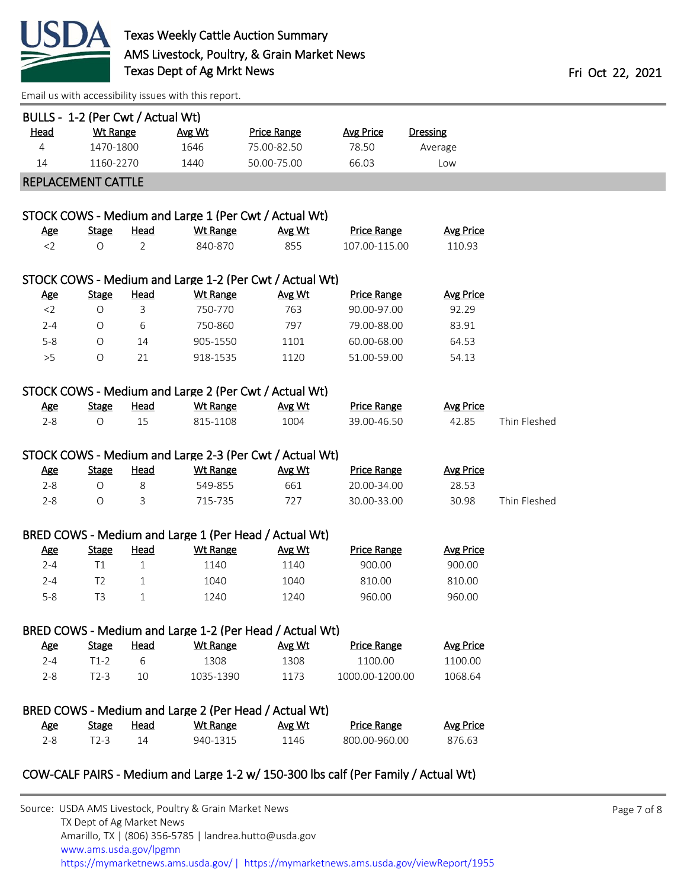### BULLS - 1-2 (Per Cwt / Actual Wt)

| Head | Wt Range | Avg Wt | Price Range | Avg Price | Dressing |
|---|---|---|---|---|---|
| 4 | 1470-1800 | 1646 | 75.00-82.50 | 78.50 | Average |
| 14 | 1160-2270 | 1440 | 50.00-75.00 | 66.03 | Low |

## REPLACEMENT CATTLE

### STOCK COWS - Medium and Large 1 (Per Cwt / Actual Wt)

| Age | Stage | Head | Wt Range | Avg Wt | Price Range | Avg Price |
|---|---|---|---|---|---|---|
| <2 | O | 2 | 840-870 | 855 | 107.00-115.00 | 110.93 |

### STOCK COWS - Medium and Large 1-2 (Per Cwt / Actual Wt)

| Age | Stage | Head | Wt Range | Avg Wt | Price Range | Avg Price |
|---|---|---|---|---|---|---|
| <2 | O | 3 | 750-770 | 763 | 90.00-97.00 | 92.29 |
| 2-4 | O | 6 | 750-860 | 797 | 79.00-88.00 | 83.91 |
| 5-8 | O | 14 | 905-1550 | 1101 | 60.00-68.00 | 64.53 |
| >5 | O | 21 | 918-1535 | 1120 | 51.00-59.00 | 54.13 |

### STOCK COWS - Medium and Large 2 (Per Cwt / Actual Wt)

| Age | Stage | Head | Wt Range | Avg Wt | Price Range | Avg Price | |
|---|---|---|---|---|---|---|---|
| 2-8 | O | 15 | 815-1108 | 1004 | 39.00-46.50 | 42.85 | Thin Fleshed |

### STOCK COWS - Medium and Large 2-3 (Per Cwt / Actual Wt)

| Age | Stage | Head | Wt Range | Avg Wt | Price Range | Avg Price | |
|---|---|---|---|---|---|---|---|
| 2-8 | O | 8 | 549-855 | 661 | 20.00-34.00 | 28.53 | |
| 2-8 | O | 3 | 715-735 | 727 | 30.00-33.00 | 30.98 | Thin Fleshed |

### BRED COWS - Medium and Large 1 (Per Head / Actual Wt)

| Age | Stage | Head | Wt Range | Avg Wt | Price Range | Avg Price |
|---|---|---|---|---|---|---|
| 2-4 | T1 | 1 | 1140 | 1140 | 900.00 | 900.00 |
| 2-4 | T2 | 1 | 1040 | 1040 | 810.00 | 810.00 |
| 5-8 | T3 | 1 | 1240 | 1240 | 960.00 | 960.00 |

### BRED COWS - Medium and Large 1-2 (Per Head / Actual Wt)

| Age | Stage | Head | Wt Range | Avg Wt | Price Range | Avg Price |
|---|---|---|---|---|---|---|
| 2-4 | T1-2 | 6 | 1308 | 1308 | 1100.00 | 1100.00 |
| 2-8 | T2-3 | 10 | 1035-1390 | 1173 | 1000.00-1200.00 | 1068.64 |

### BRED COWS - Medium and Large 2 (Per Head / Actual Wt)

| Age | Stage | Head | Wt Range | Avg Wt | Price Range | Avg Price |
|---|---|---|---|---|---|---|
| 2-8 | T2-3 | 14 | 940-1315 | 1146 | 800.00-960.00 | 876.63 |

### COW-CALF PAIRS - Medium and Large 1-2 w/ 150-300 lbs calf (Per Family / Actual Wt)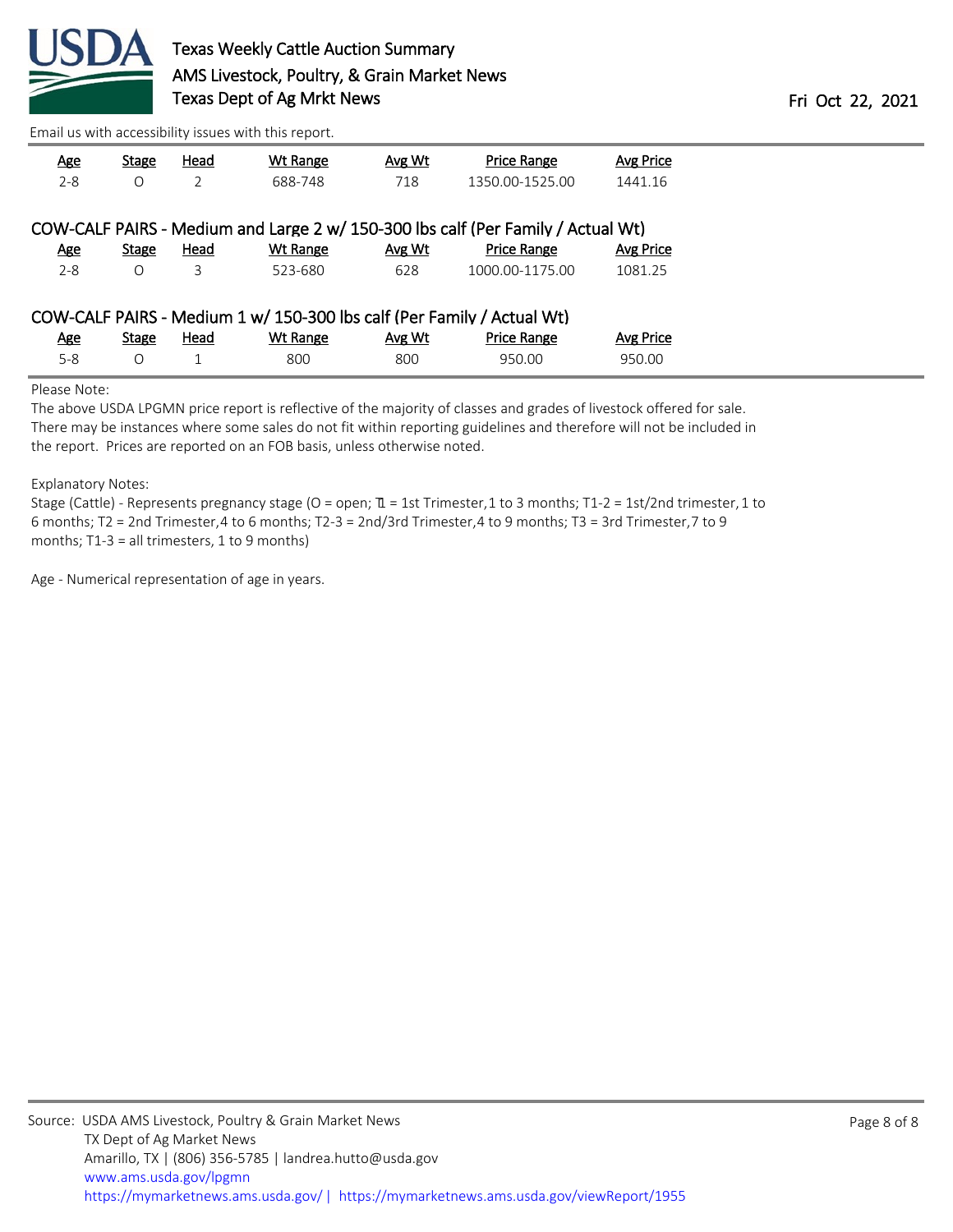| Age | Stage | Head | Wt Range | Avg Wt | Price Range | Avg Price |
|---|---|---|---|---|---|---|
| 2-8 | O | 2 | 688-748 | 718 | 1350.00-1525.00 | 1441.16 |

### COW-CALF PAIRS - Medium and Large 2 w/ 150-300 lbs calf (Per Family / Actual Wt)

| Age | Stage | Head | Wt Range | Avg Wt | Price Range | Avg Price |
|---|---|---|---|---|---|---|
| 2-8 | O | 3 | 523-680 | 628 | 1000.00-1175.00 | 1081.25 |

### COW-CALF PAIRS - Medium 1 w/ 150-300 lbs calf (Per Family / Actual Wt)

| Age | Stage | Head | Wt Range | Avg Wt | Price Range | Avg Price |
|---|---|---|---|---|---|---|
| 5-8 | O | 1 | 800 | 800 | 950.00 | 950.00 |

Please Note:

The above USDA LPGMN price report is reflective of the majority of classes and grades of livestock offered for sale. There may be instances where some sales do not fit within reporting guidelines and therefore will not be included in the report. Prices are reported on an FOB basis, unless otherwise noted.

Explanatory Notes:

Stage (Cattle) - Represents pregnancy stage (O = open; T1 = 1st Trimester,1 to 3 months; T1-2 = 1st/2nd trimester, 1 to 6 months; T2 = 2nd Trimester,4 to 6 months; T2-3 = 2nd/3rd Trimester,4 to 9 months; T3 = 3rd Trimester,7 to 9 months; T1-3 = all trimesters, 1 to 9 months)

Age - Numerical representation of age in years.

Source: USDA AMS Livestock, Poultry & Grain Market News
TX Dept of Ag Market News
Amarillo, TX | (806) 356-5785 | landrea.hutto@usda.gov
www.ams.usda.gov/lpgmn
https://mymarketnews.ams.usda.gov/ | https://mymarketnews.ams.usda.gov/viewReport/1955